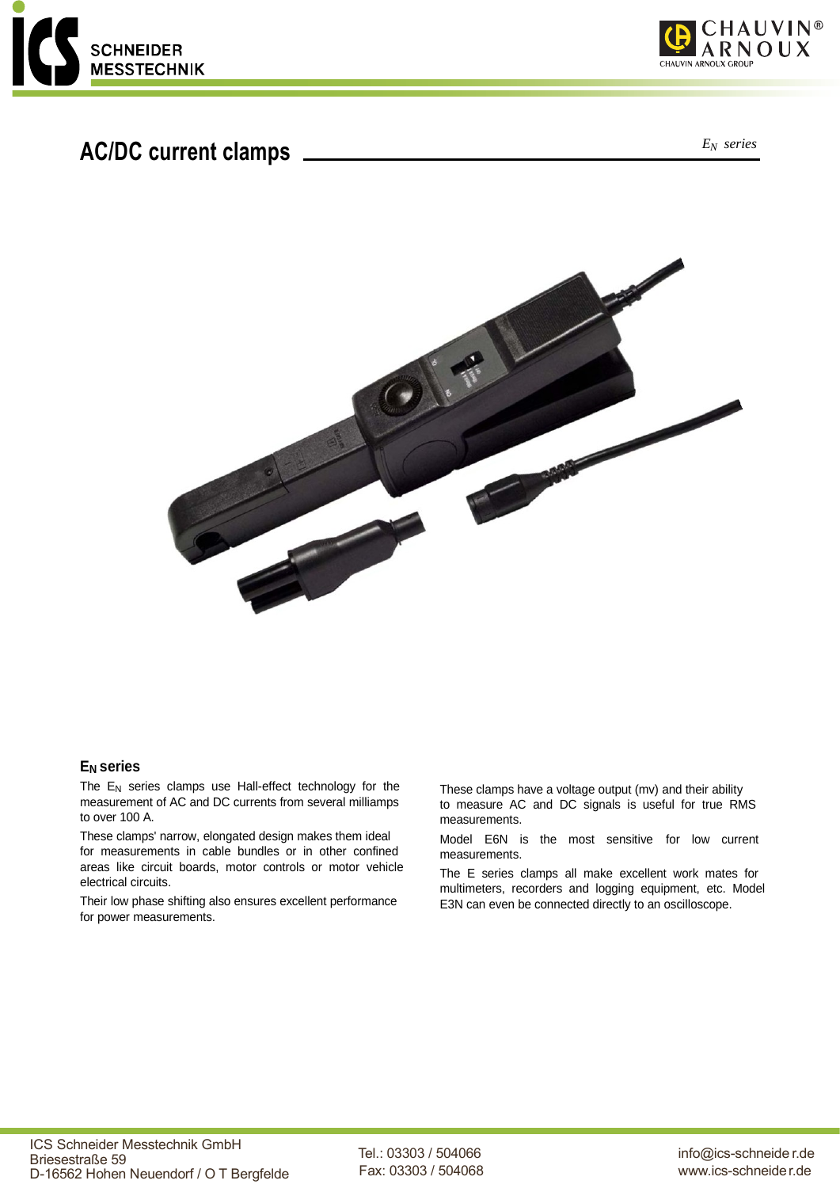# AC/DC current clamps

*$E_N$ series*

## $E_N$ series

The $E_N$ series clamps use Hall-effect technology for the measurement of AC and DC currents from several milliamps to over 100 A.

These clamps' narrow, elongated design makes them ideal for measurements in cable bundles or in other confined areas like circuit boards, motor controls or motor vehicle electrical circuits.

Their low phase shifting also ensures excellent performance for power measurements.

These clamps have a voltage output (mv) and their ability to measure AC and DC signals is useful for true RMS measurements.

Model E6N is the most sensitive for low current measurements.

The E series clamps all make excellent work mates for multimeters, recorders and logging equipment, etc. Model E3N can even be connected directly to an oscilloscope.

ICS Schneider Messtechnik GmbH
Briesestraße 59
D-16562 Hohen Neuendorf / O T Bergfelde

Tel.: 03303 / 504066
Fax: 03303 / 504068

info@ics-schneider.de
www.ics-schneider.de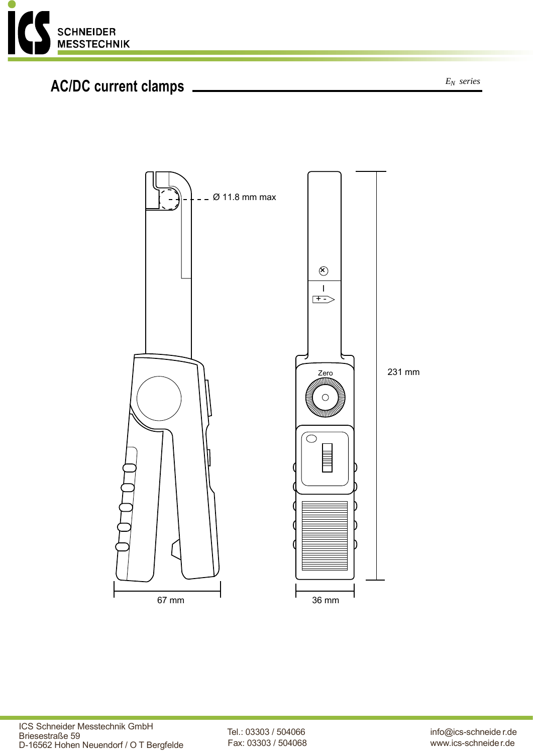## AC/DC current clamps

*$E_N$ series*

Ø 11.8 mm max

Zero

231 mm

67 mm

36 mm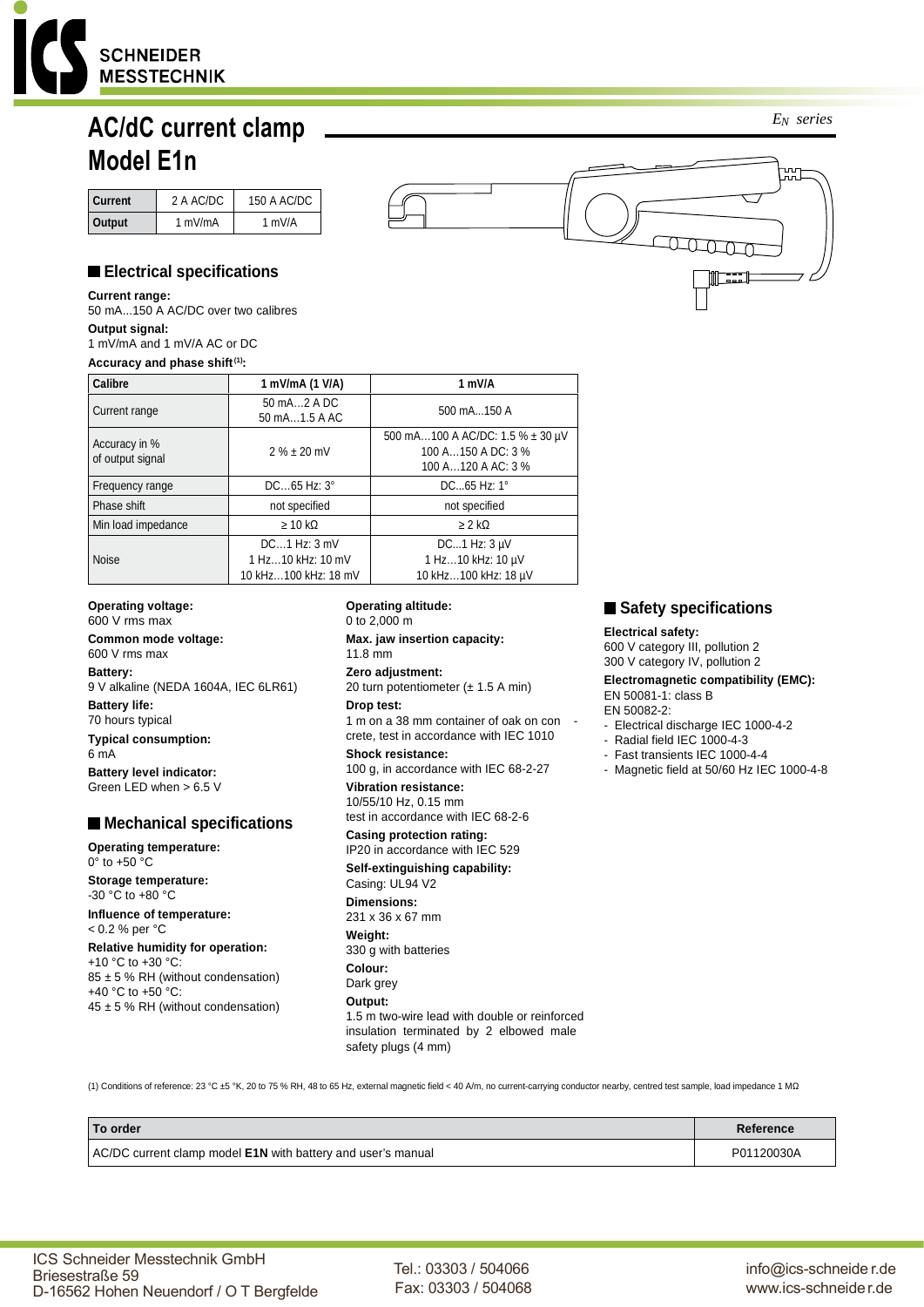# AC/dC current clamp Model E1n

*EN series*

| Current | 2 A AC/DC | 150 A AC/DC |
|---|---|---|
| Output | 1 mV/mA | 1 mV/A |

## Electrical specifications

**Current range:**
50 mA...150 A AC/DC over two calibres

**Output signal:**
1 mV/mA and 1 mV/A AC or DC

**Accuracy and phase shift (1):**

| Calibre | 1 mV/mA (1 V/A) | 1 mV/A |
|---|---|---|
| Current range | 50 mA…2 A DC<br>50 mA…1.5 A AC | 500 mA...150 A |
| Accuracy in % of output signal | 2 % ± 20 mV | 500 mA…100 A AC/DC: 1.5 % ± 30 µV<br>100 A…150 A DC: 3 %<br>100 A…120 A AC: 3 % |
| Frequency range | DC…65 Hz: 3° | DC...65 Hz: 1° |
| Phase shift | not specified | not specified |
| Min load impedance | ≥ 10 kΩ | ≥ 2 kΩ |
| Noise | DC…1 Hz: 3 mV<br>1 Hz…10 kHz: 10 mV<br>10 kHz…100 kHz: 18 mV | DC...1 Hz: 3 µV<br>1 Hz…10 kHz: 10 µV<br>10 kHz…100 kHz: 18 µV |

**Operating voltage:**
600 V rms max

**Common mode voltage:**
600 V rms max

**Battery:**
9 V alkaline (NEDA 1604A, IEC 6LR61)

**Battery life:**
70 hours typical

**Typical consumption:**
6 mA

**Battery level indicator:**
Green LED when > 6.5 V

## Mechanical specifications

**Operating temperature:**
0° to +50 °C

**Storage temperature:**
-30 °C to +80 °C

**Influence of temperature:**
< 0.2 % per °C

**Relative humidity for operation:**
+10 °C to +30 °C:
85 ± 5 % RH (without condensation)
+40 °C to +50 °C:
45 ± 5 % RH (without condensation)

**Operating altitude:**
0 to 2,000 m

**Max. jaw insertion capacity:**
11.8 mm

**Zero adjustment:**
20 turn potentiometer (± 1.5 A min)

**Drop test:**
1 m on a 38 mm container of oak on concrete, test in accordance with IEC 1010

**Shock resistance:**
100 g, in accordance with IEC 68-2-27

**Vibration resistance:**
10/55/10 Hz, 0.15 mm
test in accordance with IEC 68-2-6

**Casing protection rating:**
IP20 in accordance with IEC 529

**Self-extinguishing capability:**
Casing: UL94 V2

**Dimensions:**
231 x 36 x 67 mm

**Weight:**
330 g with batteries

**Colour:**
Dark grey

**Output:**
1.5 m two-wire lead with double or reinforced insulation terminated by 2 elbowed male safety plugs (4 mm)

## Safety specifications

**Electrical safety:**
600 V category III, pollution 2
300 V category IV, pollution 2

**Electromagnetic compatibility (EMC):**
EN 50081-1: class B
EN 50082-2:
- Electrical discharge IEC 1000-4-2
- Radial field IEC 1000-4-3
- Fast transients IEC 1000-4-4
- Magnetic field at 50/60 Hz IEC 1000-4-8

(1) Conditions of reference: 23 °C ±5 °K, 20 to 75 % RH, 48 to 65 Hz, external magnetic field < 40 A/m, no current-carrying conductor nearby, centred test sample, load impedance 1 MΩ

| To order | Reference |
|---|---|
| AC/DC current clamp model **E1N** with battery and user's manual | P01120030A |

ICS Schneider Messtechnik GmbH
Briesestraße 59
D-16562 Hohen Neuendorf / O T Bergfelde

Tel.: 03303 / 504066
Fax: 03303 / 504068

info@ics-schneider.de
www.ics-schneider.de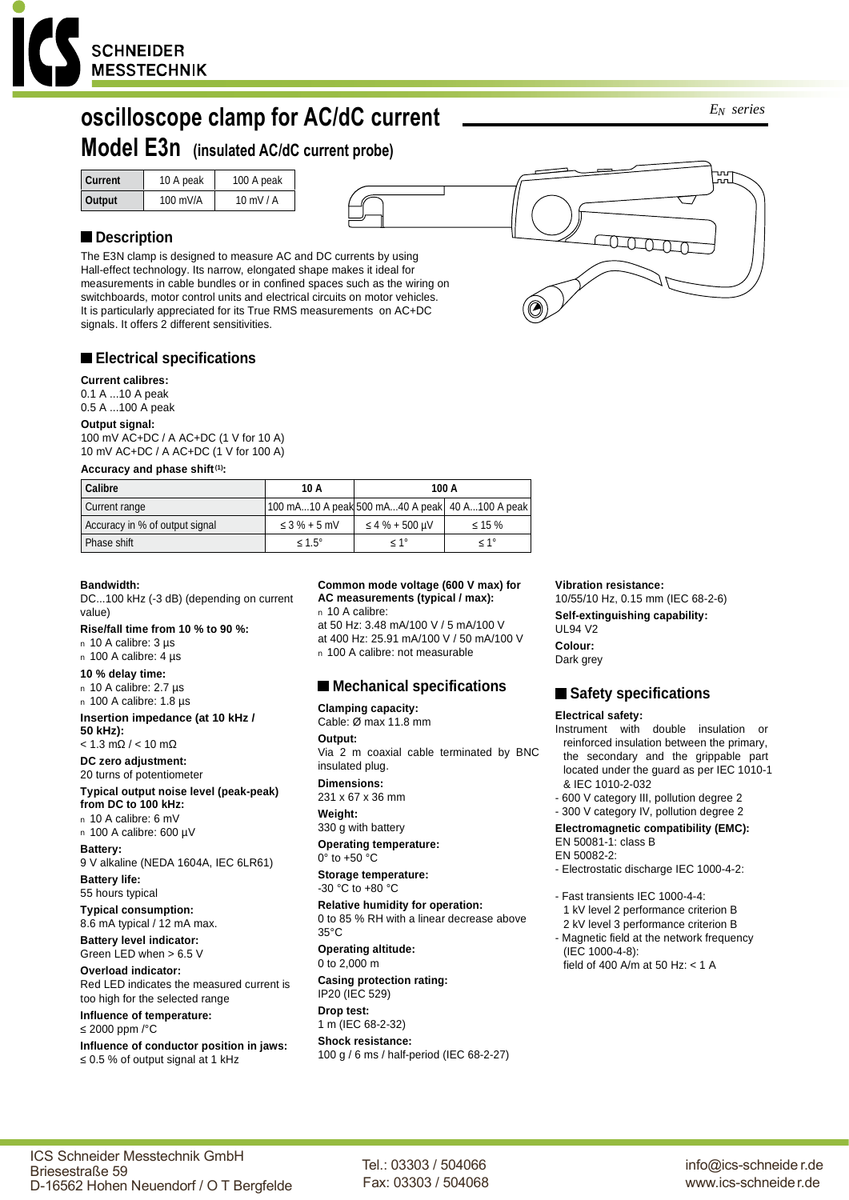# oscilloscope clamp for AC/dC current

*EN series*

## Model E3n (insulated AC/dC current probe)

| Current | 10 A peak | 100 A peak |
|---|---|---|
| Output | 100 mV/A | 10 mV / A |

### Description

The E3N clamp is designed to measure AC and DC currents by using Hall-effect technology. Its narrow, elongated shape makes it ideal for measurements in cable bundles or in confined spaces such as the wiring on switchboards, motor control units and electrical circuits on motor vehicles.
It is particularly appreciated for its True RMS measurements on AC+DC signals. It offers 2 different sensitivities.

### Electrical specifications

**Current calibres:**
0.1 A ...10 A peak
0.5 A ...100 A peak

**Output signal:**
100 mV AC+DC / A AC+DC (1 V for 10 A)
10 mV AC+DC / A AC+DC (1 V for 100 A)

**Accuracy and phase shift (1):**

| Calibre | 10 A | 100 A | |
|---|---|---|---|
| Current range | 100 mA...10 A peak | 500 mA...40 A peak | 40 A...100 A peak |
| Accuracy in % of output signal | ≤ 3 % + 5 mV | ≤ 4 % + 500 µV | ≤ 15 % |
| Phase shift | ≤ 1.5° | ≤ 1° | ≤ 1° |

**Bandwidth:**
DC...100 kHz (-3 dB) (depending on current value)

**Rise/fall time from 10 % to 90 %:**
- 10 A calibre: 3 µs
- 100 A calibre: 4 µs

**10 % delay time:**
- 10 A calibre: 2.7 µs
- 100 A calibre: 1.8 µs

**Insertion impedance (at 10 kHz / 50 kHz):**
< 1.3 mΩ / < 10 mΩ

**DC zero adjustment:**
20 turns of potentiometer

**Typical output noise level (peak-peak) from DC to 100 kHz:**
- 10 A calibre: 6 mV
- 100 A calibre: 600 µV

**Battery:**
9 V alkaline (NEDA 1604A, IEC 6LR61)

**Battery life:**
55 hours typical

**Typical consumption:**
8.6 mA typical / 12 mA max.

**Battery level indicator:**
Green LED when > 6.5 V

**Overload indicator:**
Red LED indicates the measured current is too high for the selected range

**Influence of temperature:**
≤ 2000 ppm /°C

**Influence of conductor position in jaws:**
≤ 0.5 % of output signal at 1 kHz

**Common mode voltage (600 V max) for AC measurements (typical / max):**
- 10 A calibre:
  at 50 Hz: 3.48 mA/100 V / 5 mA/100 V
  at 400 Hz: 25.91 mA/100 V / 50 mA/100 V
- 100 A calibre: not measurable

### Mechanical specifications

**Clamping capacity:**
Cable: Ø max 11.8 mm

**Output:**
Via 2 m coaxial cable terminated by BNC insulated plug.

**Dimensions:**
231 x 67 x 36 mm

**Weight:**
330 g with battery

**Operating temperature:**
0° to +50 °C

**Storage temperature:**
-30 °C to +80 °C

**Relative humidity for operation:**
0 to 85 % RH with a linear decrease above 35°C

**Operating altitude:**
0 to 2,000 m

**Casing protection rating:**
IP20 (IEC 529)

**Drop test:**
1 m (IEC 68-2-32)

**Shock resistance:**
100 g / 6 ms / half-period (IEC 68-2-27)

**Vibration resistance:**
10/55/10 Hz, 0.15 mm (IEC 68-2-6)

**Self-extinguishing capability:**
UL94 V2

**Colour:**
Dark grey

### Safety specifications

**Electrical safety:**
Instrument with double insulation or reinforced insulation between the primary, the secondary and the grippable part located under the guard as per IEC 1010-1 & IEC 1010-2-032
- 600 V category III, pollution degree 2
- 300 V category IV, pollution degree 2

**Electromagnetic compatibility (EMC):**
EN 50081-1: class B
EN 50082-2:
- Electrostatic discharge IEC 1000-4-2:

- Fast transients IEC 1000-4-4:
  1 kV level 2 performance criterion B
  2 kV level 3 performance criterion B
- Magnetic field at the network frequency (IEC 1000-4-8):
  field of 400 A/m at 50 Hz: < 1 A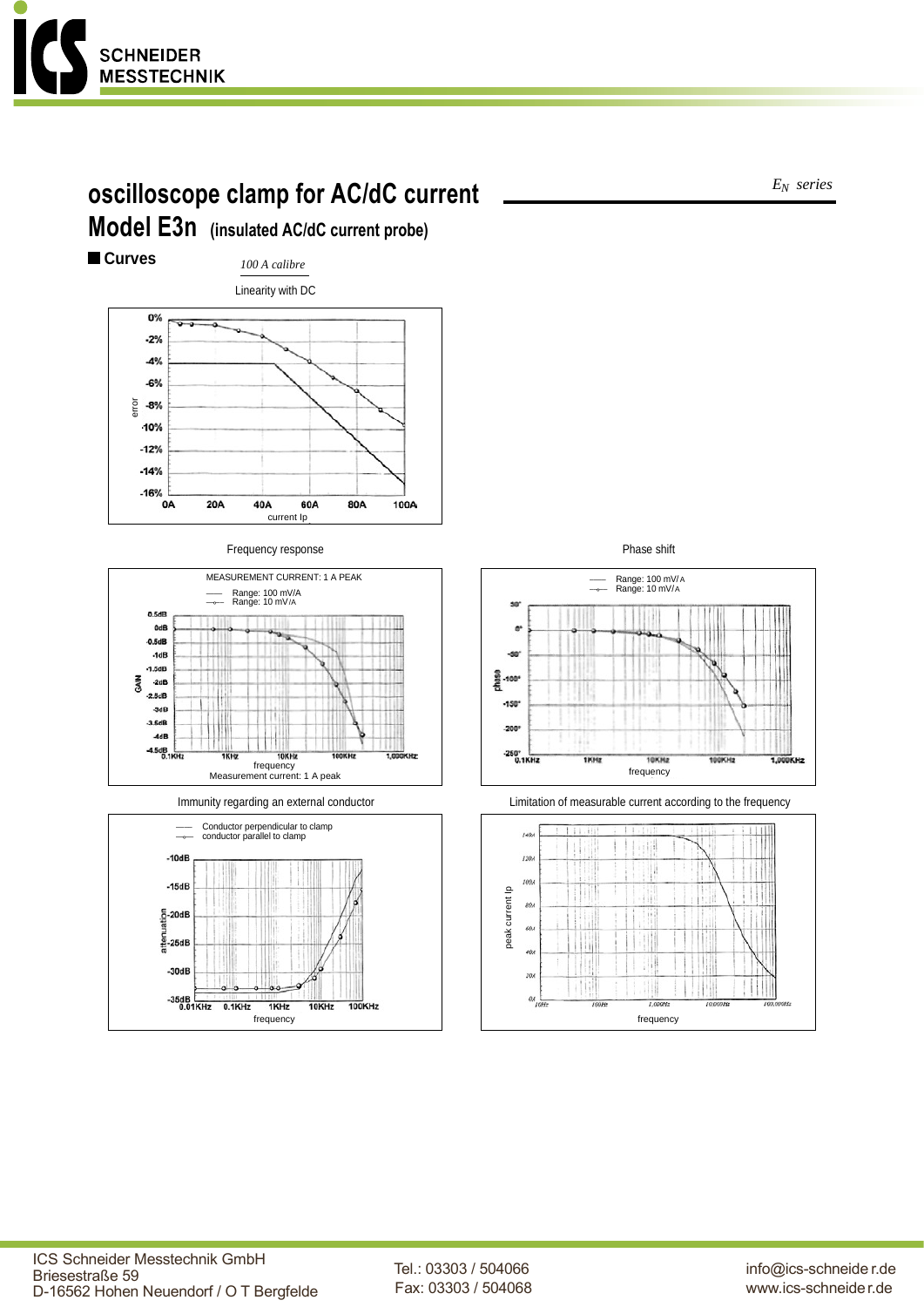# oscilloscope clamp for AC/dC current

*$E_N$ series*

## Model E3n (insulated AC/dC current probe)

### Curves

*100 A calibre*

Linearity with DC

error

current Ip

Frequency response

MEASUREMENT CURRENT: 1 A PEAK

Range: 100 mV/A
Range: 10 mV/A

GAIN

frequency
Measurement current: 1 A peak

Phase shift

Range: 100 mV/A
Range: 10 mV/A

phase

frequency

Immunity regarding an external conductor

Conductor perpendicular to clamp
conductor parallel to clamp

attenuation

frequency

Limitation of measurable current according to the frequency

peak current Ip

frequency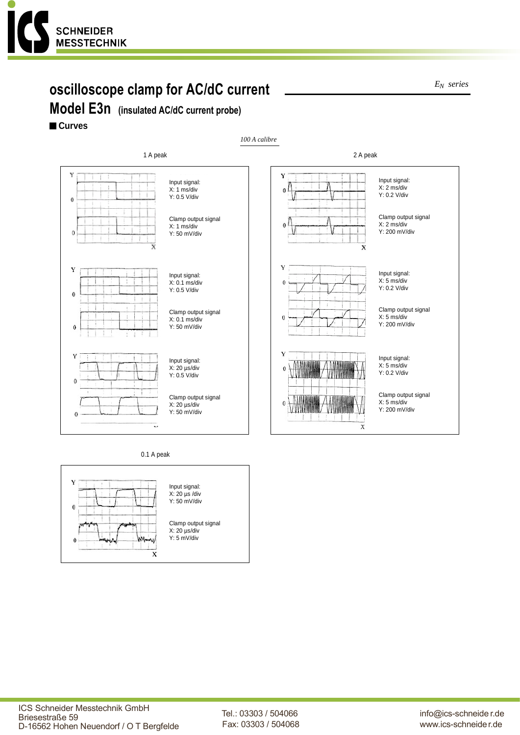# oscilloscope clamp for AC/dC current

*$E_N$ series*

## Model E3n (insulated AC/dC current probe)

### Curves

*100 A calibre*

**1 A peak**

Input signal:
X: 1 ms/div
Y: 0.5 V/div

Clamp output signal
X: 1 ms/div
Y: 50 mV/div

Input signal:
X: 0.1 ms/div
Y: 0.5 V/div

Clamp output signal
X: 0.1 ms/div
Y: 50 mV/div

Input signal:
X: 20 µs/div
Y: 0.5 V/div

Clamp output signal
X: 20 µs/div
Y: 50 mV/div

**2 A peak**

Input signal:
X: 2 ms/div
Y: 0.2 V/div

Clamp output signal
X: 2 ms/div
Y: 200 mV/div

Input signal:
X: 5 ms/div
Y: 0.2 V/div

Clamp output signal
X: 5 ms/div
Y: 200 mV/div

Input signal:
X: 5 ms/div
Y: 0.2 V/div

Clamp output signal
X: 5 ms/div
Y: 200 mV/div

**0.1 A peak**

Input signal:
X: 20 µs /div
Y: 50 mV/div

Clamp output signal
X: 20 µs/div
Y: 5 mV/div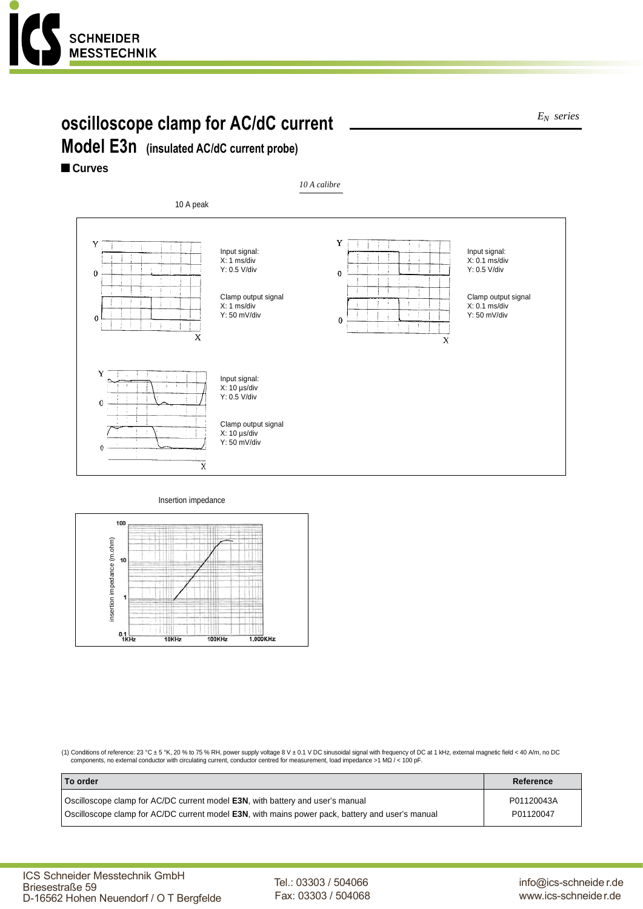# oscilloscope clamp for AC/dC current

*$E_N$ series*

## Model E3n (insulated AC/dC current probe)

### ■ Curves

*10 A calibre*

10 A peak

Input signal:
X: 1 ms/div
Y: 0.5 V/div

Clamp output signal
X: 1 ms/div
Y: 50 mV/div

Input signal:
X: 0.1 ms/div
Y: 0.5 V/div

Clamp output signal
X: 0.1 ms/div
Y: 50 mV/div

Input signal:
X: 10 µs/div
Y: 0.5 V/div

Clamp output signal
X: 10 µs/div
Y: 50 mV/div

Insertion impedance

(1) Conditions of reference: 23 °C ± 5 °K, 20 % to 75 % RH, power supply voltage 8 V ± 0.1 V DC sinusoidal signal with frequency of DC at 1 kHz, external magnetic field < 40 A/m, no DC components, no external conductor with circulating current, conductor centred for measurement, load impedance >1 MΩ / < 100 pF.

| To order | Reference |
|---|---|
| Oscilloscope clamp for AC/DC current model **E3N**, with battery and user's manual | P01120043A |
| Oscilloscope clamp for AC/DC current model **E3N**, with mains power pack, battery and user's manual | P01120047 |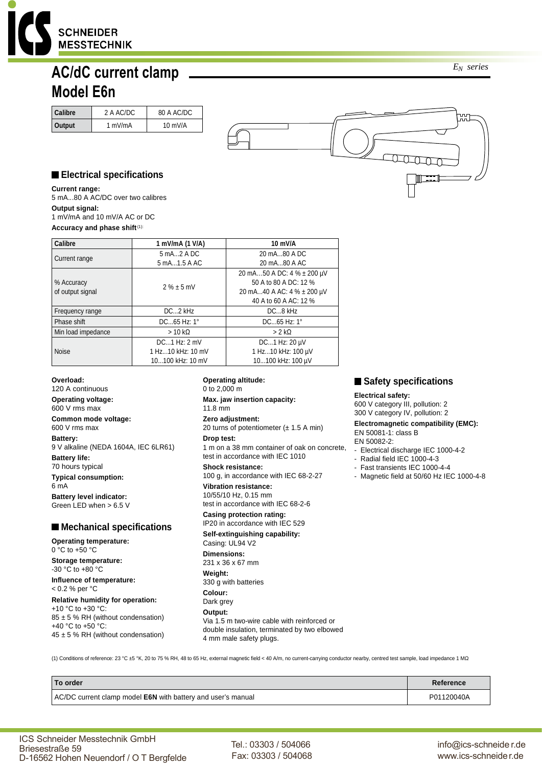# AC/dC current clamp Model E6n

*$E_N$ series*

| Calibre | 2 A AC/DC | 80 A AC/DC |
|---|---|---|
| Output | 1 mV/mA | 10 mV/A |

## Electrical specifications

**Current range:**
5 mA...80 A AC/DC over two calibres

**Output signal:**
1 mV/mA and 10 mV/A AC or DC

**Accuracy and phase shift** (1):

| Calibre | 1 mV/mA (1 V/A) | 10 mV/A |
|---|---|---|
| Current range | 5 mA...2 A DC<br>5 mA...1.5 A AC | 20 mA...80 A DC<br>20 mA...80 A AC |
| % Accuracy of output signal | 2 % ± 5 mV | 20 mA…50 A DC: 4 % ± 200 µV<br>50 A to 80 A DC: 12 %<br>20 mA...40 A AC: 4 % ± 200 µV<br>40 A to 60 A AC: 12 % |
| Frequency range | DC...2 kHz | DC...8 kHz |
| Phase shift | DC...65 Hz: 1° | DC...65 Hz: 1° |
| Min load impedance | > 10 kΩ | > 2 kΩ |
| Noise | DC...1 Hz: 2 mV<br>1 Hz...10 kHz: 10 mV<br>10...100 kHz: 10 mV | DC...1 Hz: 20 µV<br>1 Hz...10 kHz: 100 µV<br>10...100 kHz: 100 µV |

**Overload:**
120 A continuous

**Operating voltage:**
600 V rms max

**Common mode voltage:**
600 V rms max

**Battery:**
9 V alkaline (NEDA 1604A, IEC 6LR61)

**Battery life:**
70 hours typical

**Typical consumption:**
6 mA

**Battery level indicator:**
Green LED when > 6.5 V

## Mechanical specifications

**Operating temperature:**
0 °C to +50 °C

**Storage temperature:**
-30 °C to +80 °C

**Influence of temperature:**
< 0.2 % per °C

**Relative humidity for operation:**
+10 °C to +30 °C:
85 ± 5 % RH (without condensation)
+40 °C to +50 °C:
45 ± 5 % RH (without condensation)

**Operating altitude:**
0 to 2,000 m

**Max. jaw insertion capacity:**
11.8 mm

**Zero adjustment:**
20 turns of potentiometer (± 1.5 A min)

**Drop test:**
1 m on a 38 mm container of oak on concrete, test in accordance with IEC 1010

**Shock resistance:**
100 g, in accordance with IEC 68-2-27

**Vibration resistance:**
10/55/10 Hz, 0.15 mm
test in accordance with IEC 68-2-6

**Casing protection rating:**
IP20 in accordance with IEC 529

**Self-extinguishing capability:**
Casing: UL94 V2

**Dimensions:**
231 x 36 x 67 mm

**Weight:**
330 g with batteries

**Colour:**
Dark grey

**Output:**
Via 1.5 m two-wire cable with reinforced or double insulation, terminated by two elbowed 4 mm male safety plugs.

## Safety specifications

**Electrical safety:**
600 V category III, pollution: 2
300 V category IV, pollution: 2

**Electromagnetic compatibility (EMC):**
EN 50081-1: class B
EN 50082-2:
- Electrical discharge IEC 1000-4-2
- Radial field IEC 1000-4-3
- Fast transients IEC 1000-4-4
- Magnetic field at 50/60 Hz IEC 1000-4-8

(1) Conditions of reference: 23 °C ±5 °K, 20 to 75 % RH, 48 to 65 Hz, external magnetic field < 40 A/m, no current-carrying conductor nearby, centred test sample, load impedance 1 MΩ

| To order | Reference |
|---|---|
| AC/DC current clamp model **E6N** with battery and user's manual | P01120040A |

ICS Schneider Messtechnik GmbH
Briesestraße 59
D-16562 Hohen Neuendorf / O T Bergfelde

Tel.: 03303 / 504066
Fax: 03303 / 504068

info@ics-schneider.de
www.ics-schneider.de